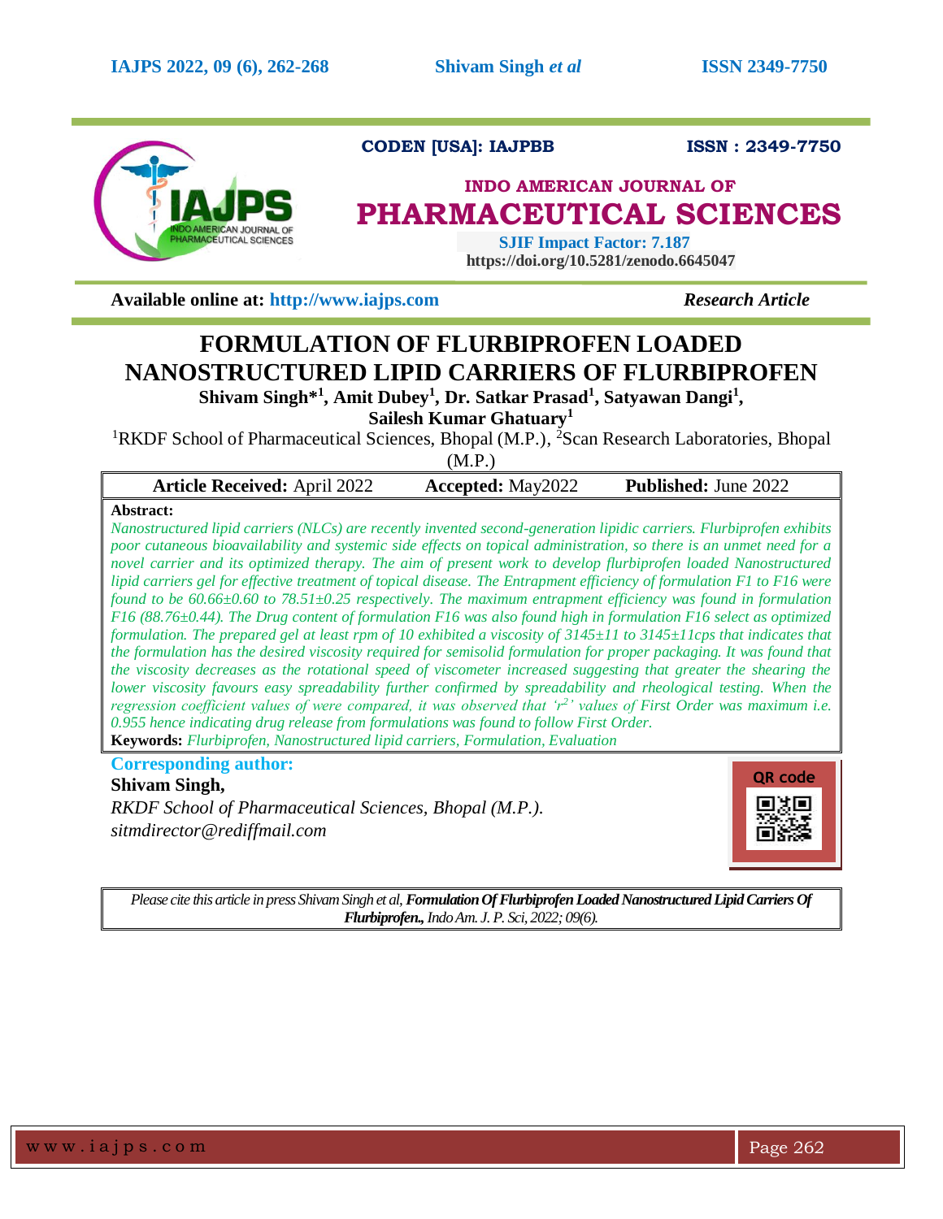CODEN [USA]: IAJPBB ISSN : 2349-7750

**INDO AMERICAN JOURNAL OF PHARMACEUTICAL SCIENCES**

SJIF Impact Factor: 7.187

https://doi.org/10.5281/zenodo.6645047

**Available online at: http://www.iajps.com** *Research Article*

# FORMULATION OF FLURBIPROFEN LOADED NANOSTRUCTURED LIPID CARRIERS OF FLURBIPROFEN

**Shivam Singh*[1], Amit Dubey[1], Dr. Satkar Prasad[1], Satyawan Dangi[1], Sailesh Kumar Ghatuary[1]**

[1]RKDF School of Pharmaceutical Sciences, Bhopal (M.P.), [2]Scan Research Laboratories, Bhopal (M.P.)

| **Article Received:** April 2022 | **Accepted:** May2022 | **Published:** June 2022 |
| --- | --- | --- |

**Abstract:**

*Nanostructured lipid carriers (NLCs) are recently invented second-generation lipidic carriers. Flurbiprofen exhibits poor cutaneous bioavailability and systemic side effects on topical administration, so there is an unmet need for a novel carrier and its optimized therapy. The aim of present work to develop flurbiprofen loaded Nanostructured lipid carriers gel for effective treatment of topical disease. The Entrapment efficiency of formulation F1 to F16 were found to be 60.66±0.60 to 78.51±0.25 respectively. The maximum entrapment efficiency was found in formulation F16 (88.76±0.44). The Drug content of formulation F16 was also found high in formulation F16 select as optimized formulation. The prepared gel at least rpm of 10 exhibited a viscosity of 3145±11 to 3145±11cps that indicates that the formulation has the desired viscosity required for semisolid formulation for proper packaging. It was found that the viscosity decreases as the rotational speed of viscometer increased suggesting that greater the shearing the lower viscosity favours easy spreadability further confirmed by spreadability and rheological testing. When the regression coefficient values of were compared, it was observed that '$r^2$' values of First Order was maximum i.e. 0.955 hence indicating drug release from formulations was found to follow First Order.*

**Keywords:** *Flurbiprofen, Nanostructured lipid carriers, Formulation, Evaluation*

**Corresponding author:**

**Shivam Singh,**

*RKDF School of Pharmaceutical Sciences, Bhopal (M.P.).*

*sitmdirector@rediffmail.com*

QR code

*Please cite this article in press Shivam Singh et al,* ***Formulation Of Flurbiprofen Loaded Nanostructured Lipid Carriers Of Flurbiprofen.,*** *Indo Am. J. P. Sci, 2022; 09(6).*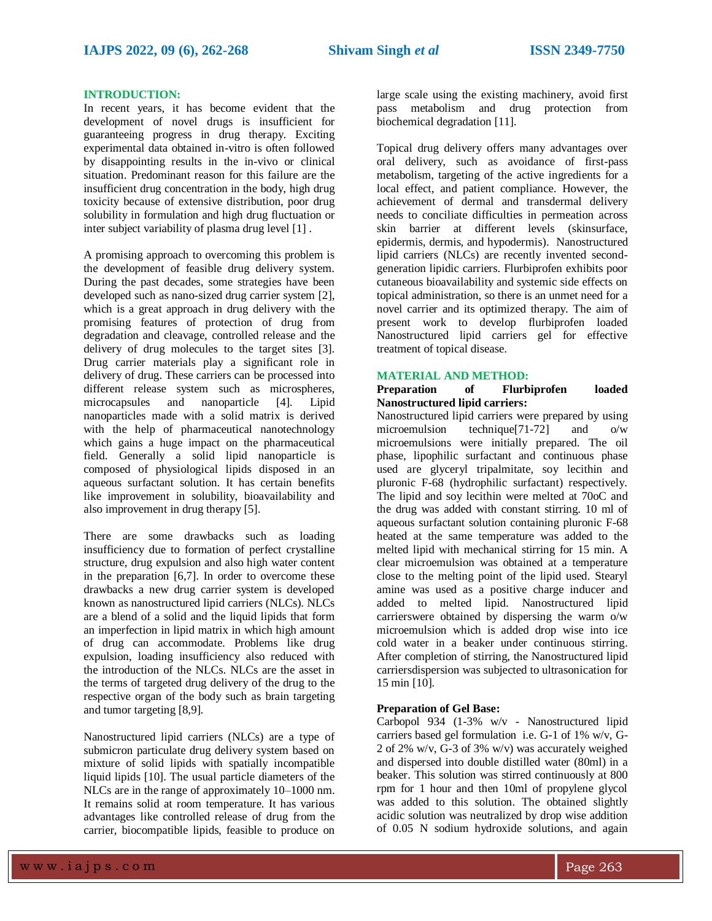## INTRODUCTION:

In recent years, it has become evident that the development of novel drugs is insufficient for guaranteeing progress in drug therapy. Exciting experimental data obtained in-vitro is often followed by disappointing results in the in-vivo or clinical situation. Predominant reason for this failure are the insufficient drug concentration in the body, high drug toxicity because of extensive distribution, poor drug solubility in formulation and high drug fluctuation or inter subject variability of plasma drug level [1] .

A promising approach to overcoming this problem is the development of feasible drug delivery system. During the past decades, some strategies have been developed such as nano-sized drug carrier system [2], which is a great approach in drug delivery with the promising features of protection of drug from degradation and cleavage, controlled release and the delivery of drug molecules to the target sites [3]. Drug carrier materials play a significant role in delivery of drug. These carriers can be processed into different release system such as microspheres, microcapsules and nanoparticle [4]. Lipid nanoparticles made with a solid matrix is derived with the help of pharmaceutical nanotechnology which gains a huge impact on the pharmaceutical field. Generally a solid lipid nanoparticle is composed of physiological lipids disposed in an aqueous surfactant solution. It has certain benefits like improvement in solubility, bioavailability and also improvement in drug therapy [5].

There are some drawbacks such as loading insufficiency due to formation of perfect crystalline structure, drug expulsion and also high water content in the preparation [6,7]. In order to overcome these drawbacks a new drug carrier system is developed known as nanostructured lipid carriers (NLCs). NLCs are a blend of a solid and the liquid lipids that form an imperfection in lipid matrix in which high amount of drug can accommodate. Problems like drug expulsion, loading insufficiency also reduced with the introduction of the NLCs. NLCs are the asset in the terms of targeted drug delivery of the drug to the respective organ of the body such as brain targeting and tumor targeting [8,9].

Nanostructured lipid carriers (NLCs) are a type of submicron particulate drug delivery system based on mixture of solid lipids with spatially incompatible liquid lipids [10]. The usual particle diameters of the NLCs are in the range of approximately 10–1000 nm. It remains solid at room temperature. It has various advantages like controlled release of drug from the carrier, biocompatible lipids, feasible to produce on large scale using the existing machinery, avoid first pass metabolism and drug protection from biochemical degradation [11].

Topical drug delivery offers many advantages over oral delivery, such as avoidance of first-pass metabolism, targeting of the active ingredients for a local effect, and patient compliance. However, the achievement of dermal and transdermal delivery needs to conciliate difficulties in permeation across skin barrier at different levels (skinsurface, epidermis, dermis, and hypodermis). Nanostructured lipid carriers (NLCs) are recently invented second-generation lipidic carriers. Flurbiprofen exhibits poor cutaneous bioavailability and systemic side effects on topical administration, so there is an unmet need for a novel carrier and its optimized therapy. The aim of present work to develop flurbiprofen loaded Nanostructured lipid carriers gel for effective treatment of topical disease.

## MATERIAL AND METHOD:

### Preparation of Flurbiprofen loaded Nanostructured lipid carriers:

Nanostructured lipid carriers were prepared by using microemulsion technique[71-72] and o/w microemulsions were initially prepared. The oil phase, lipophilic surfactant and continuous phase used are glyceryl tripalmitate, soy lecithin and pluronic F-68 (hydrophilic surfactant) respectively. The lipid and soy lecithin were melted at 70oC and the drug was added with constant stirring. 10 ml of aqueous surfactant solution containing pluronic F-68 heated at the same temperature was added to the melted lipid with mechanical stirring for 15 min. A clear microemulsion was obtained at a temperature close to the melting point of the lipid used. Stearyl amine was used as a positive charge inducer and added to melted lipid. Nanostructured lipid carrierswere obtained by dispersing the warm o/w microemulsion which is added drop wise into ice cold water in a beaker under continuous stirring. After completion of stirring, the Nanostructured lipid carriersdispersion was subjected to ultrasonication for 15 min [10].

### Preparation of Gel Base:

Carbopol 934 (1-3% w/v - Nanostructured lipid carriers based gel formulation i.e. G-1 of 1% w/v, G-2 of 2% w/v, G-3 of 3% w/v) was accurately weighed and dispersed into double distilled water (80ml) in a beaker. This solution was stirred continuously at 800 rpm for 1 hour and then 10ml of propylene glycol was added to this solution. The obtained slightly acidic solution was neutralized by drop wise addition of 0.05 N sodium hydroxide solutions, and again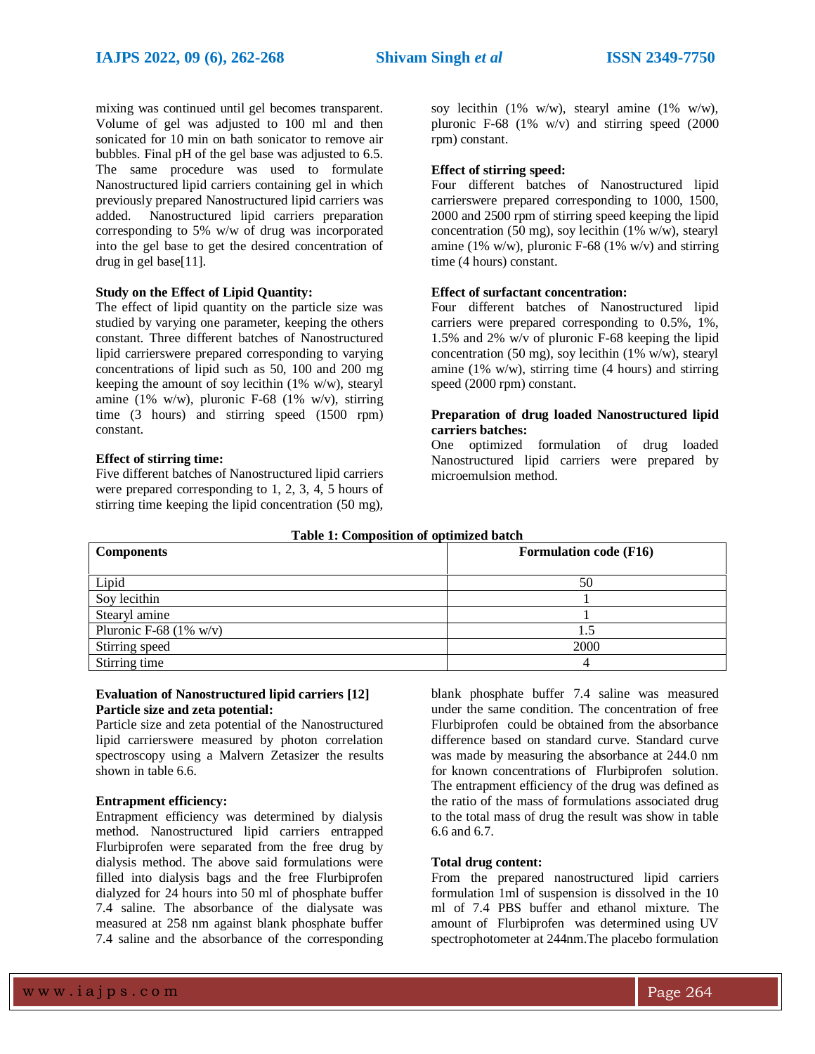mixing was continued until gel becomes transparent. Volume of gel was adjusted to 100 ml and then sonicated for 10 min on bath sonicator to remove air bubbles. Final pH of the gel base was adjusted to 6.5. The same procedure was used to formulate Nanostructured lipid carriers containing gel in which previously prepared Nanostructured lipid carriers was added. Nanostructured lipid carriers preparation corresponding to 5% w/w of drug was incorporated into the gel base to get the desired concentration of drug in gel base[11].

**Study on the Effect of Lipid Quantity:**

The effect of lipid quantity on the particle size was studied by varying one parameter, keeping the others constant. Three different batches of Nanostructured lipid carrierswere prepared corresponding to varying concentrations of lipid such as 50, 100 and 200 mg keeping the amount of soy lecithin (1% w/w), stearyl amine (1% w/w), pluronic F-68 (1% w/v), stirring time (3 hours) and stirring speed (1500 rpm) constant.

**Effect of stirring time:**

Five different batches of Nanostructured lipid carriers were prepared corresponding to 1, 2, 3, 4, 5 hours of stirring time keeping the lipid concentration (50 mg), soy lecithin (1% w/w), stearyl amine (1% w/w), pluronic F-68 (1% w/v) and stirring speed (2000 rpm) constant.

**Effect of stirring speed:**

Four different batches of Nanostructured lipid carrierswere prepared corresponding to 1000, 1500, 2000 and 2500 rpm of stirring speed keeping the lipid concentration (50 mg), soy lecithin (1% w/w), stearyl amine (1% w/w), pluronic F-68 (1% w/v) and stirring time (4 hours) constant.

**Effect of surfactant concentration:**

Four different batches of Nanostructured lipid carriers were prepared corresponding to 0.5%, 1%, 1.5% and 2% w/v of pluronic F-68 keeping the lipid concentration (50 mg), soy lecithin (1% w/w), stearyl amine (1% w/w), stirring time (4 hours) and stirring speed (2000 rpm) constant.

**Preparation of drug loaded Nanostructured lipid carriers batches:**

One optimized formulation of drug loaded Nanostructured lipid carriers were prepared by microemulsion method.

**Table 1: Composition of optimized batch**

| Components | Formulation code (F16) |
|---|---|
| Lipid | 50 |
| Soy lecithin | 1 |
| Stearyl amine | 1 |
| Pluronic F-68 (1% w/v) | 1.5 |
| Stirring speed | 2000 |
| Stirring time | 4 |

**Evaluation of Nanostructured lipid carriers [12]**

**Particle size and zeta potential:**

Particle size and zeta potential of the Nanostructured lipid carrierswere measured by photon correlation spectroscopy using a Malvern Zetasizer the results shown in table 6.6.

**Entrapment efficiency:**

Entrapment efficiency was determined by dialysis method. Nanostructured lipid carriers entrapped Flurbiprofen were separated from the free drug by dialysis method. The above said formulations were filled into dialysis bags and the free Flurbiprofen dialyzed for 24 hours into 50 ml of phosphate buffer 7.4 saline. The absorbance of the dialysate was measured at 258 nm against blank phosphate buffer 7.4 saline and the absorbance of the corresponding blank phosphate buffer 7.4 saline was measured under the same condition. The concentration of free Flurbiprofen could be obtained from the absorbance difference based on standard curve. Standard curve was made by measuring the absorbance at 244.0 nm for known concentrations of Flurbiprofen solution. The entrapment efficiency of the drug was defined as the ratio of the mass of formulations associated drug to the total mass of drug the result was show in table 6.6 and 6.7.

**Total drug content:**

From the prepared nanostructured lipid carriers formulation 1ml of suspension is dissolved in the 10 ml of 7.4 PBS buffer and ethanol mixture. The amount of Flurbiprofen was determined using UV spectrophotometer at 244nm.The placebo formulation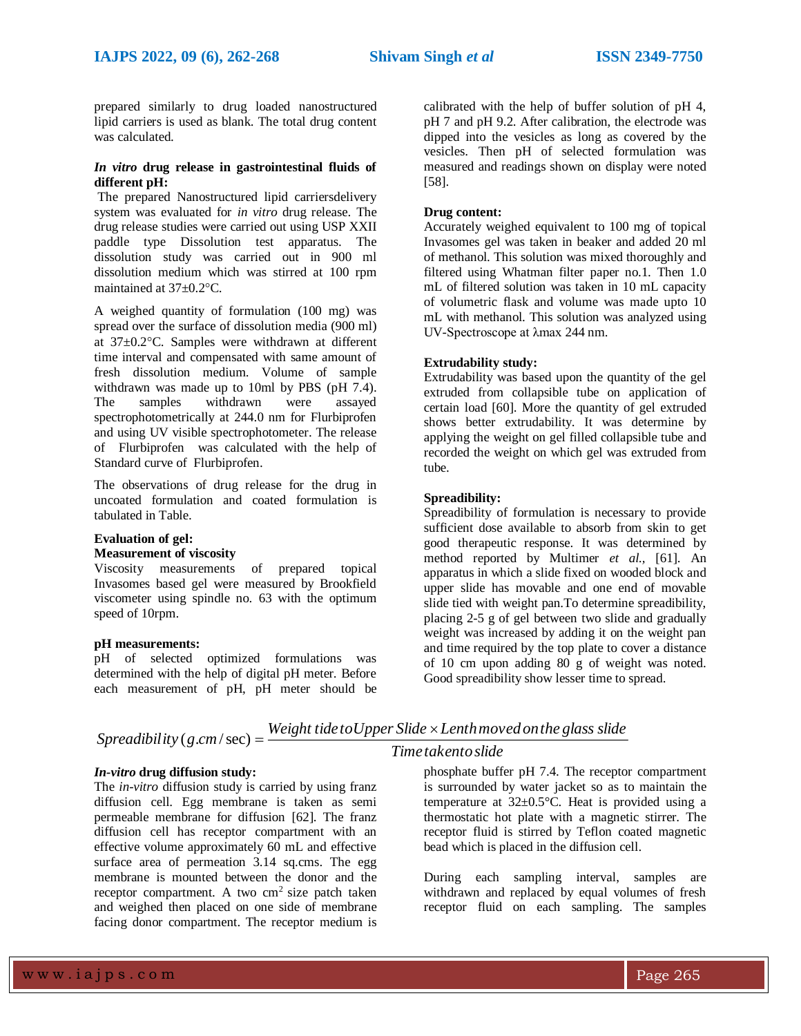prepared similarly to drug loaded nanostructured lipid carriers is used as blank. The total drug content was calculated.

***In vitro* drug release in gastrointestinal fluids of different pH:**

The prepared Nanostructured lipid carriersdelivery system was evaluated for *in vitro* drug release. The drug release studies were carried out using USP XXII paddle type Dissolution test apparatus. The dissolution study was carried out in 900 ml dissolution medium which was stirred at 100 rpm maintained at 37±0.2°C.

A weighed quantity of formulation (100 mg) was spread over the surface of dissolution media (900 ml) at 37±0.2°C. Samples were withdrawn at different time interval and compensated with same amount of fresh dissolution medium. Volume of sample withdrawn was made up to 10ml by PBS (pH 7.4). The samples withdrawn were assayed spectrophotometrically at 244.0 nm for Flurbiprofen and using UV visible spectrophotometer. The release of Flurbiprofen was calculated with the help of Standard curve of Flurbiprofen.

The observations of drug release for the drug in uncoated formulation and coated formulation is tabulated in Table.

**Evaluation of gel:**

**Measurement of viscosity**

Viscosity measurements of prepared topical Invasomes based gel were measured by Brookfield viscometer using spindle no. 63 with the optimum speed of 10rpm.

**pH measurements:**

pH of selected optimized formulations was determined with the help of digital pH meter. Before each measurement of pH, pH meter should be calibrated with the help of buffer solution of pH 4, pH 7 and pH 9.2. After calibration, the electrode was dipped into the vesicles as long as covered by the vesicles. Then pH of selected formulation was measured and readings shown on display were noted [58].

**Drug content:**

Accurately weighed equivalent to 100 mg of topical Invasomes gel was taken in beaker and added 20 ml of methanol. This solution was mixed thoroughly and filtered using Whatman filter paper no.1. Then 1.0 mL of filtered solution was taken in 10 mL capacity of volumetric flask and volume was made upto 10 mL with methanol. This solution was analyzed using UV-Spectroscope at λmax 244 nm.

**Extrudability study:**

Extrudability was based upon the quantity of the gel extruded from collapsible tube on application of certain load [60]. More the quantity of gel extruded shows better extrudability. It was determine by applying the weight on gel filled collapsible tube and recorded the weight on which gel was extruded from tube.

**Spreadibility:**

Spreadibility of formulation is necessary to provide sufficient dose available to absorb from skin to get good therapeutic response. It was determined by method reported by Multimer *et al.,* [61]. An apparatus in which a slide fixed on wooded block and upper slide has movable and one end of movable slide tied with weight pan.To determine spreadibility, placing 2-5 g of gel between two slide and gradually weight was increased by adding it on the weight pan and time required by the top plate to cover a distance of 10 cm upon adding 80 g of weight was noted. Good spreadibility show lesser time to spread.

$$Spreadibility\,(g.cm/\sec) = \frac{Weight\ tide\ to\ Upper\ Slide \times Lenth\ moved\ on\ the\ glass\ slide}{Time\ taken\ to\ slide}$$

***In-vitro* drug diffusion study:**

The *in-vitro* diffusion study is carried by using franz diffusion cell. Egg membrane is taken as semi permeable membrane for diffusion [62]. The franz diffusion cell has receptor compartment with an effective volume approximately 60 mL and effective surface area of permeation 3.14 sq.cms. The egg membrane is mounted between the donor and the receptor compartment. A two $cm^2$ size patch taken and weighed then placed on one side of membrane facing donor compartment. The receptor medium is phosphate buffer pH 7.4. The receptor compartment is surrounded by water jacket so as to maintain the temperature at 32±0.5°C. Heat is provided using a thermostatic hot plate with a magnetic stirrer. The receptor fluid is stirred by Teflon coated magnetic bead which is placed in the diffusion cell.

During each sampling interval, samples are withdrawn and replaced by equal volumes of fresh receptor fluid on each sampling. The samples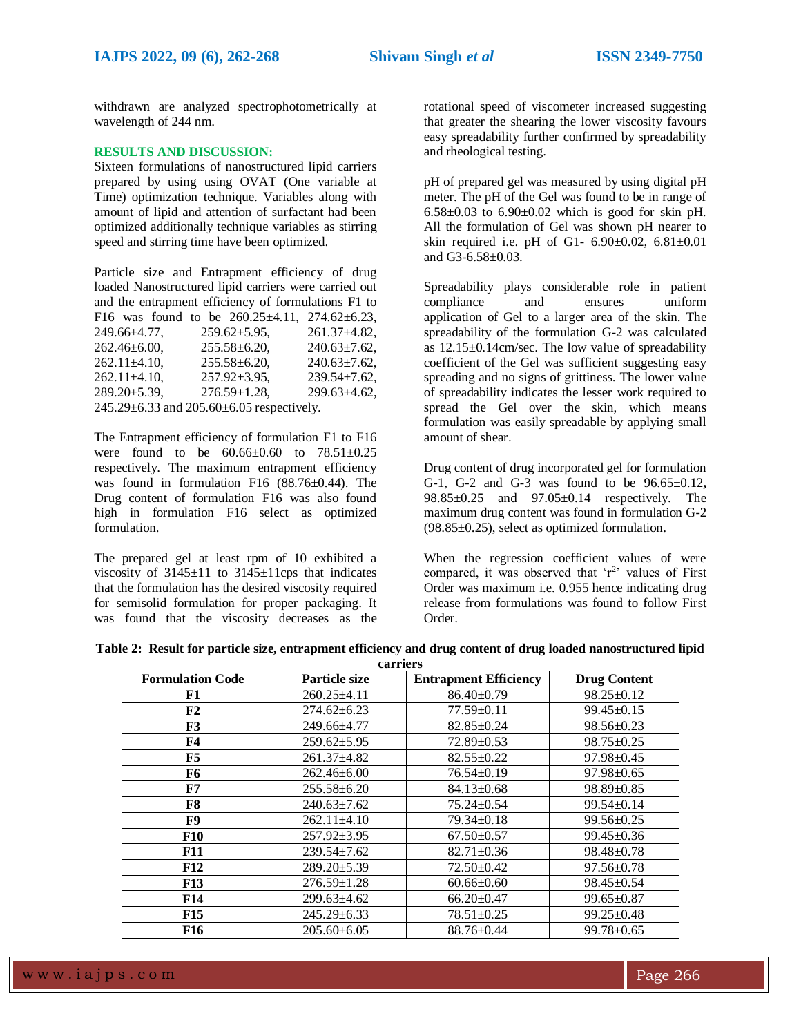withdrawn are analyzed spectrophotometrically at wavelength of 244 nm.

## RESULTS AND DISCUSSION:

Sixteen formulations of nanostructured lipid carriers prepared by using using OVAT (One variable at Time) optimization technique. Variables along with amount of lipid and attention of surfactant had been optimized additionally technique variables as stirring speed and stirring time have been optimized.

Particle size and Entrapment efficiency of drug loaded Nanostructured lipid carriers were carried out and the entrapment efficiency of formulations F1 to F16 was found to be 260.25±4.11, 274.62±6.23, 249.66±4.77, 259.62±5.95, 261.37±4.82, 262.46±6.00, 255.58±6.20, 240.63±7.62, 262.11±4.10, 255.58±6.20, 240.63±7.62, 262.11±4.10, 257.92±3.95, 239.54±7.62, 289.20±5.39, 276.59±1.28, 299.63±4.62, 245.29±6.33 and 205.60±6.05 respectively.

The Entrapment efficiency of formulation F1 to F16 were found to be 60.66±0.60 to 78.51±0.25 respectively. The maximum entrapment efficiency was found in formulation F16 (88.76±0.44). The Drug content of formulation F16 was also found high in formulation F16 select as optimized formulation.

The prepared gel at least rpm of 10 exhibited a viscosity of 3145±11 to 3145±11cps that indicates that the formulation has the desired viscosity required for semisolid formulation for proper packaging. It was found that the viscosity decreases as the rotational speed of viscometer increased suggesting that greater the shearing the lower viscosity favours easy spreadability further confirmed by spreadability and rheological testing.

pH of prepared gel was measured by using digital pH meter. The pH of the Gel was found to be in range of 6.58±0.03 to 6.90±0.02 which is good for skin pH. All the formulation of Gel was shown pH nearer to skin required i.e. pH of G1- 6.90±0.02, 6.81±0.01 and G3-6.58±0.03.

Spreadability plays considerable role in patient compliance and ensures uniform application of Gel to a larger area of the skin. The spreadability of the formulation G-2 was calculated as 12.15±0.14cm/sec. The low value of spreadability coefficient of the Gel was sufficient suggesting easy spreading and no signs of grittiness. The lower value of spreadability indicates the lesser work required to spread the Gel over the skin, which means formulation was easily spreadable by applying small amount of shear.

Drug content of drug incorporated gel for formulation G-1, G-2 and G-3 was found to be 96.65±0.12**,** 98.85±0.25 and 97.05±0.14 respectively. The maximum drug content was found in formulation G-2 (98.85±0.25), select as optimized formulation.

When the regression coefficient values of were compared, it was observed that '$r^2$' values of First Order was maximum i.e. 0.955 hence indicating drug release from formulations was found to follow First Order.

**Table 2: Result for particle size, entrapment efficiency and drug content of drug loaded nanostructured lipid carriers**

| Formulation Code | Particle size | Entrapment Efficiency | Drug Content |
|---|---|---|---|
| **F1** | 260.25±4.11 | 86.40±0.79 | 98.25±0.12 |
| **F2** | 274.62±6.23 | 77.59±0.11 | 99.45±0.15 |
| **F3** | 249.66±4.77 | 82.85±0.24 | 98.56±0.23 |
| **F4** | 259.62±5.95 | 72.89±0.53 | 98.75±0.25 |
| **F5** | 261.37±4.82 | 82.55±0.22 | 97.98±0.45 |
| **F6** | 262.46±6.00 | 76.54±0.19 | 97.98±0.65 |
| **F7** | 255.58±6.20 | 84.13±0.68 | 98.89±0.85 |
| **F8** | 240.63±7.62 | 75.24±0.54 | 99.54±0.14 |
| **F9** | 262.11±4.10 | 79.34±0.18 | 99.56±0.25 |
| **F10** | 257.92±3.95 | 67.50±0.57 | 99.45±0.36 |
| **F11** | 239.54±7.62 | 82.71±0.36 | 98.48±0.78 |
| **F12** | 289.20±5.39 | 72.50±0.42 | 97.56±0.78 |
| **F13** | 276.59±1.28 | 60.66±0.60 | 98.45±0.54 |
| **F14** | 299.63±4.62 | 66.20±0.47 | 99.65±0.87 |
| **F15** | 245.29±6.33 | 78.51±0.25 | 99.25±0.48 |
| **F16** | 205.60±6.05 | 88.76±0.44 | 99.78±0.65 |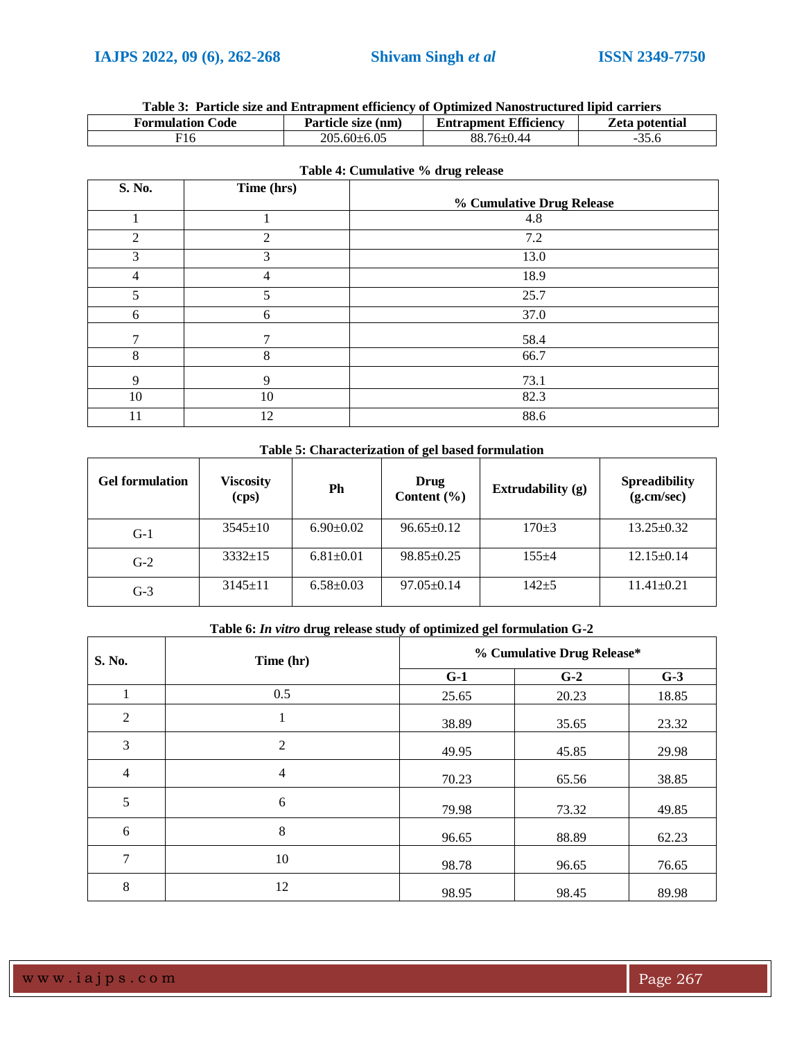**Table 3: Particle size and Entrapment efficiency of Optimized Nanostructured lipid carriers**

| Formulation Code | Particle size (nm) | Entrapment Efficiency | Zeta potential |
|---|---|---|---|
| F16 | 205.60±6.05 | 88.76±0.44 | -35.6 |

**Table 4: Cumulative % drug release**

| S. No. | Time (hrs) | % Cumulative Drug Release |
|---|---|---|
| 1 | 1 | 4.8 |
| 2 | 2 | 7.2 |
| 3 | 3 | 13.0 |
| 4 | 4 | 18.9 |
| 5 | 5 | 25.7 |
| 6 | 6 | 37.0 |
| 7 | 7 | 58.4 |
| 8 | 8 | 66.7 |
| 9 | 9 | 73.1 |
| 10 | 10 | 82.3 |
| 11 | 12 | 88.6 |

**Table 5: Characterization of gel based formulation**

| Gel formulation | Viscosity (cps) | Ph | Drug Content (%) | Extrudability (g) | Spreadibility (g.cm/sec) |
|---|---|---|---|---|---|
| G-1 | 3545±10 | 6.90±0.02 | 96.65±0.12 | 170±3 | 13.25±0.32 |
| G-2 | 3332±15 | 6.81±0.01 | 98.85±0.25 | 155±4 | 12.15±0.14 |
| G-3 | 3145±11 | 6.58±0.03 | 97.05±0.14 | 142±5 | 11.41±0.21 |

**Table 6: *In vitro* drug release study of optimized gel formulation G-2**

| S. No. | Time (hr) | % Cumulative Drug Release* | | |
|---|---|---|---|---|
| | | G-1 | G-2 | G-3 |
| 1 | 0.5 | 25.65 | 20.23 | 18.85 |
| 2 | 1 | 38.89 | 35.65 | 23.32 |
| 3 | 2 | 49.95 | 45.85 | 29.98 |
| 4 | 4 | 70.23 | 65.56 | 38.85 |
| 5 | 6 | 79.98 | 73.32 | 49.85 |
| 6 | 8 | 96.65 | 88.89 | 62.23 |
| 7 | 10 | 98.78 | 96.65 | 76.65 |
| 8 | 12 | 98.95 | 98.45 | 89.98 |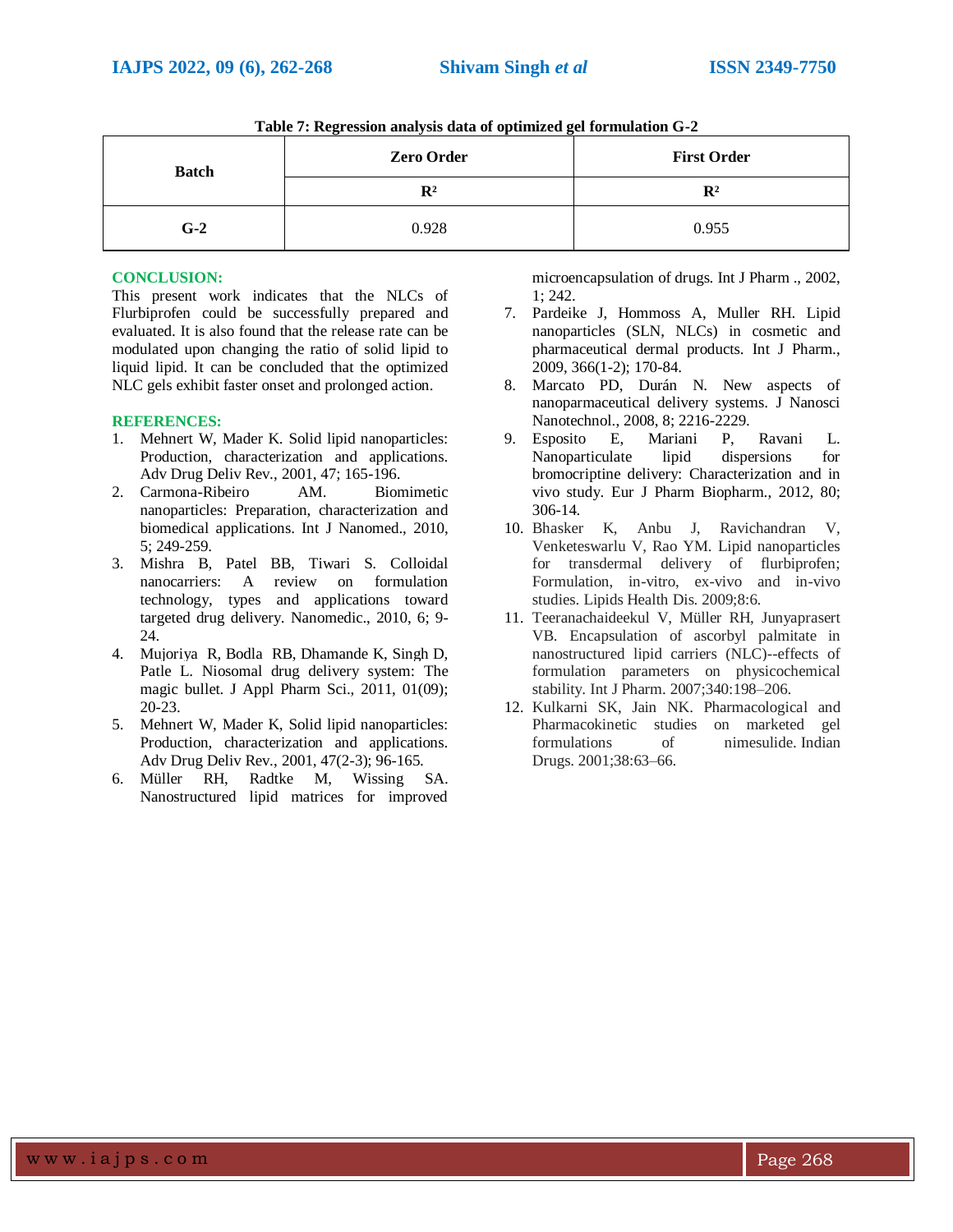**Table 7: Regression analysis data of optimized gel formulation G-2**

| Batch | Zero Order | First Order |
|---|---|---|
| | $R^2$ | $R^2$ |
| **G-2** | 0.928 | 0.955 |

## CONCLUSION:

This present work indicates that the NLCs of Flurbiprofen could be successfully prepared and evaluated. It is also found that the release rate can be modulated upon changing the ratio of solid lipid to liquid lipid. It can be concluded that the optimized NLC gels exhibit faster onset and prolonged action.

## REFERENCES:

1. Mehnert W, Mader K. Solid lipid nanoparticles: Production, characterization and applications. Adv Drug Deliv Rev., 2001, 47; 165-196.
2. Carmona-Ribeiro AM. Biomimetic nanoparticles: Preparation, characterization and biomedical applications. Int J Nanomed., 2010, 5; 249-259.
3. Mishra B, Patel BB, Tiwari S. Colloidal nanocarriers: A review on formulation technology, types and applications toward targeted drug delivery. Nanomedic., 2010, 6; 9-24.
4. Mujoriya R, Bodla RB, Dhamande K, Singh D, Patle L. Niosomal drug delivery system: The magic bullet. J Appl Pharm Sci., 2011, 01(09); 20-23.
5. Mehnert W, Mader K, Solid lipid nanoparticles: Production, characterization and applications. Adv Drug Deliv Rev., 2001, 47(2-3); 96-165.
6. Müller RH, Radtke M, Wissing SA. Nanostructured lipid matrices for improved microencapsulation of drugs. Int J Pharm ., 2002, 1; 242.
7. Pardeike J, Hommoss A, Muller RH. Lipid nanoparticles (SLN, NLCs) in cosmetic and pharmaceutical dermal products. Int J Pharm., 2009, 366(1-2); 170-84.
8. Marcato PD, Durán N. New aspects of nanopharmaceutical delivery systems. J Nanosci Nanotechnol., 2008, 8; 2216-2229.
9. Esposito E, Mariani P, Ravani L. Nanoparticulate lipid dispersions for bromocriptine delivery: Characterization and in vivo study. Eur J Pharm Biopharm., 2012, 80; 306-14.
10. Bhasker K, Anbu J, Ravichandran V, Venketeswarlu V, Rao YM. Lipid nanoparticles for transdermal delivery of flurbiprofen; Formulation, in-vitro, ex-vivo and in-vivo studies. Lipids Health Dis. 2009;8:6.
11. Teeranachaideekul V, Müller RH, Junyaprasert VB. Encapsulation of ascorbyl palmitate in nanostructured lipid carriers (NLC)--effects of formulation parameters on physicochemical stability. Int J Pharm. 2007;340:198–206.
12. Kulkarni SK, Jain NK. Pharmacological and Pharmacokinetic studies on marketed gel formulations of nimesulide. Indian Drugs. 2001;38:63–66.